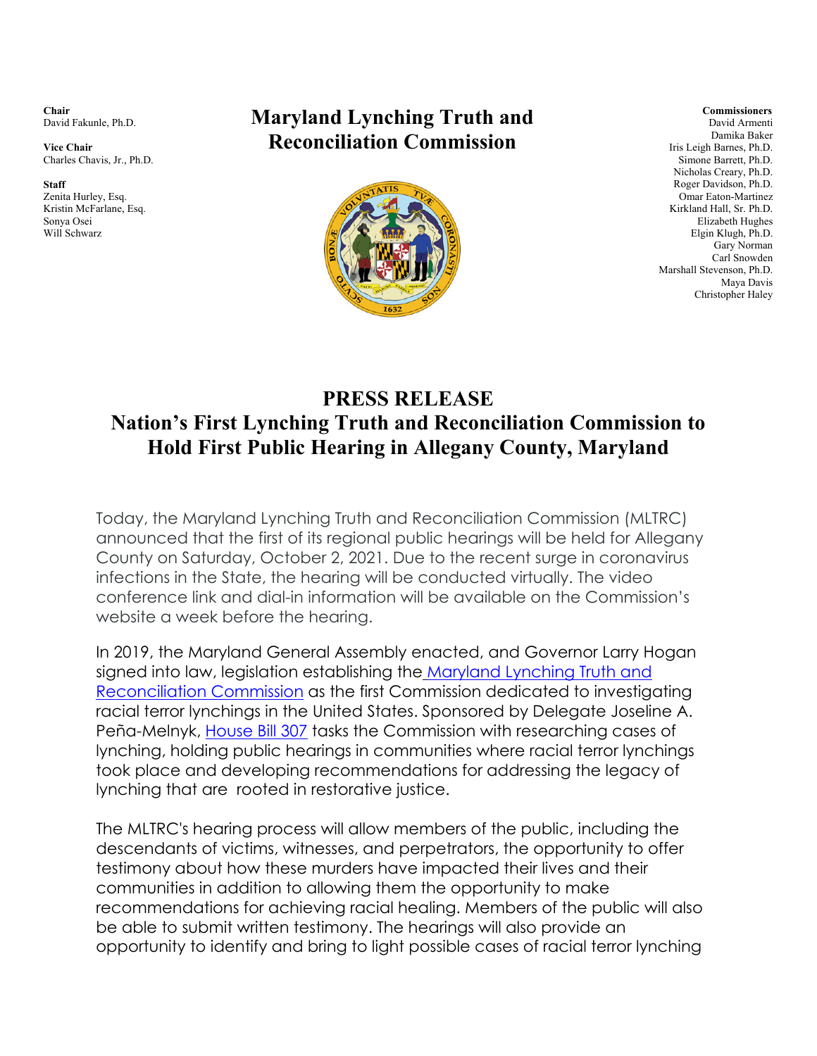**Chair**
David Fakunle, Ph.D.

**Vice Chair**
Charles Chavis, Jr., Ph.D.

**Staff**
Zenita Hurley, Esq.
Kristin McFarlane, Esq.
Sonya Osei
Will Schwarz

# Maryland Lynching Truth and Reconciliation Commission

**Commissioners**
David Armenti
Damika Baker
Iris Leigh Barnes, Ph.D.
Simone Barrett, Ph.D.
Nicholas Creary, Ph.D.
Roger Davidson, Ph.D.
Omar Eaton-Martinez
Kirkland Hall, Sr. Ph.D.
Elizabeth Hughes
Elgin Klugh, Ph.D.
Gary Norman
Carl Snowden
Marshall Stevenson, Ph.D.
Maya Davis
Christopher Haley

## PRESS RELEASE
## Nation's First Lynching Truth and Reconciliation Commission to Hold First Public Hearing in Allegany County, Maryland

Today, the Maryland Lynching Truth and Reconciliation Commission (MLTRC) announced that the first of its regional public hearings will be held for Allegany County on Saturday, October 2, 2021. Due to the recent surge in coronavirus infections in the State, the hearing will be conducted virtually. The video conference link and dial-in information will be available on the Commission's website a week before the hearing.

In 2019, the Maryland General Assembly enacted, and Governor Larry Hogan signed into law, legislation establishing the Maryland Lynching Truth and Reconciliation Commission as the first Commission dedicated to investigating racial terror lynchings in the United States. Sponsored by Delegate Joseline A. Peña-Melnyk, House Bill 307 tasks the Commission with researching cases of lynching, holding public hearings in communities where racial terror lynchings took place and developing recommendations for addressing the legacy of lynching that are rooted in restorative justice.

The MLTRC's hearing process will allow members of the public, including the descendants of victims, witnesses, and perpetrators, the opportunity to offer testimony about how these murders have impacted their lives and their communities in addition to allowing them the opportunity to make recommendations for achieving racial healing. Members of the public will also be able to submit written testimony. The hearings will also provide an opportunity to identify and bring to light possible cases of racial terror lynching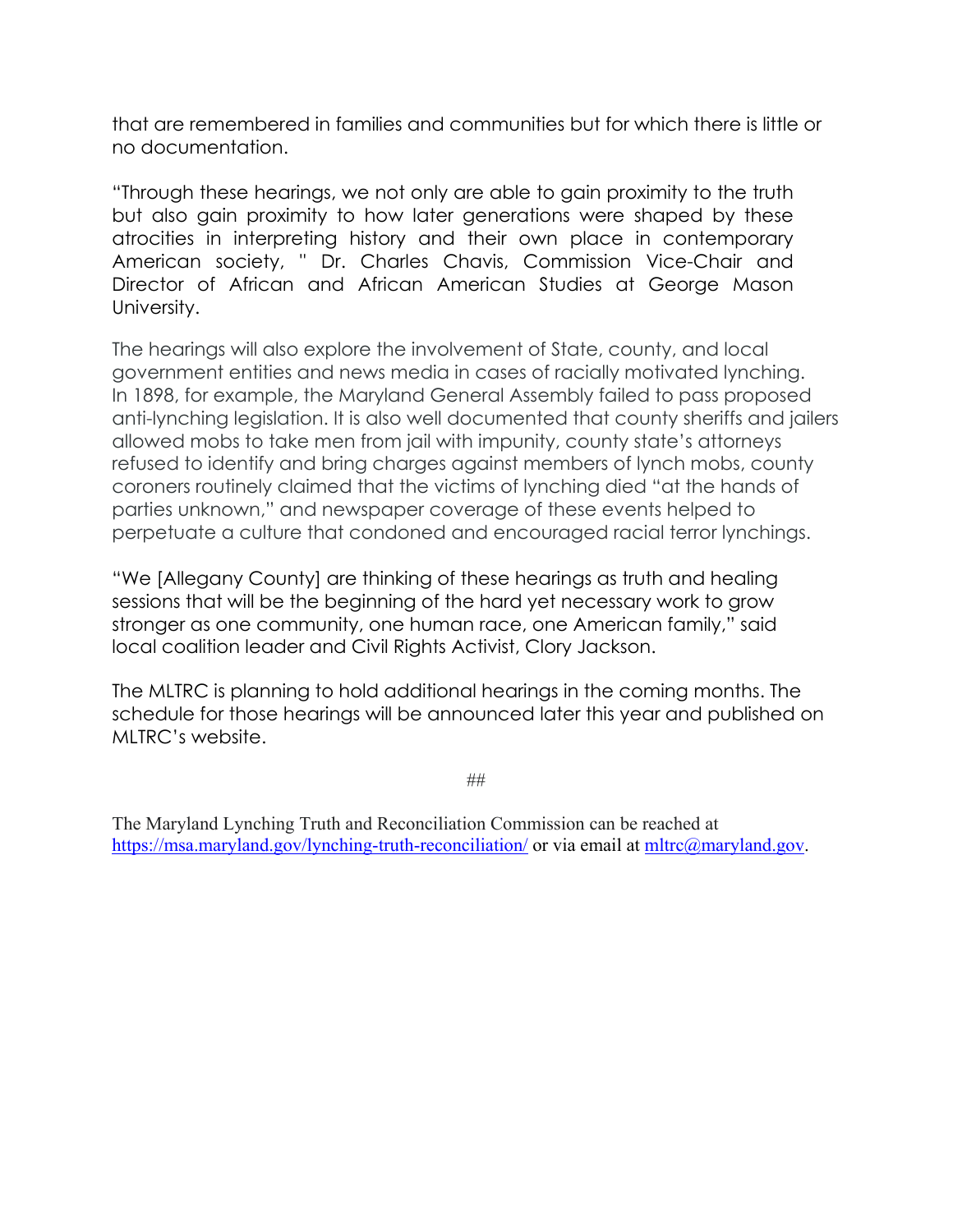that are remembered in families and communities but for which there is little or no documentation.

"Through these hearings, we not only are able to gain proximity to the truth but also gain proximity to how later generations were shaped by these atrocities in interpreting history and their own place in contemporary American society, " Dr. Charles Chavis, Commission Vice-Chair and Director of African and African American Studies at George Mason University.

The hearings will also explore the involvement of State, county, and local government entities and news media in cases of racially motivated lynching. In 1898, for example, the Maryland General Assembly failed to pass proposed anti-lynching legislation. It is also well documented that county sheriffs and jailers allowed mobs to take men from jail with impunity, county state's attorneys refused to identify and bring charges against members of lynch mobs, county coroners routinely claimed that the victims of lynching died "at the hands of parties unknown," and newspaper coverage of these events helped to perpetuate a culture that condoned and encouraged racial terror lynchings.

"We [Allegany County] are thinking of these hearings as truth and healing sessions that will be the beginning of the hard yet necessary work to grow stronger as one community, one human race, one American family," said local coalition leader and Civil Rights Activist, Clory Jackson.

The MLTRC is planning to hold additional hearings in the coming months. The schedule for those hearings will be announced later this year and published on MLTRC's website.

##

The Maryland Lynching Truth and Reconciliation Commission can be reached at https://msa.maryland.gov/lynching-truth-reconciliation/ or via email at mltrc@maryland.gov.